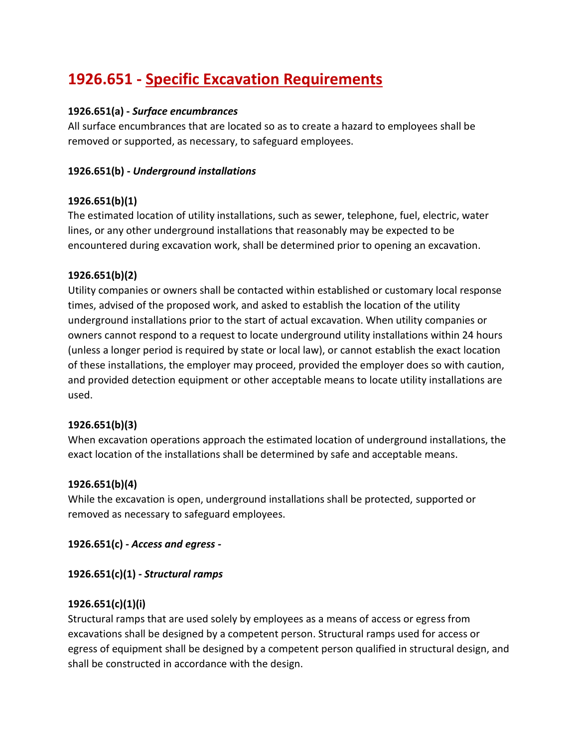# 1926.651 - Specific Excavation Requirements

**1926.651(a) -** ***Surface encumbrances***
All surface encumbrances that are located so as to create a hazard to employees shall be removed or supported, as necessary, to safeguard employees.

**1926.651(b) -** ***Underground installations***

**1926.651(b)(1)**
The estimated location of utility installations, such as sewer, telephone, fuel, electric, water lines, or any other underground installations that reasonably may be expected to be encountered during excavation work, shall be determined prior to opening an excavation.

**1926.651(b)(2)**
Utility companies or owners shall be contacted within established or customary local response times, advised of the proposed work, and asked to establish the location of the utility underground installations prior to the start of actual excavation. When utility companies or owners cannot respond to a request to locate underground utility installations within 24 hours (unless a longer period is required by state or local law), or cannot establish the exact location of these installations, the employer may proceed, provided the employer does so with caution, and provided detection equipment or other acceptable means to locate utility installations are used.

**1926.651(b)(3)**
When excavation operations approach the estimated location of underground installations, the exact location of the installations shall be determined by safe and acceptable means.

**1926.651(b)(4)**
While the excavation is open, underground installations shall be protected, supported or removed as necessary to safeguard employees.

**1926.651(c) -** ***Access and egress -***

**1926.651(c)(1) -** ***Structural ramps***

**1926.651(c)(1)(i)**
Structural ramps that are used solely by employees as a means of access or egress from excavations shall be designed by a competent person. Structural ramps used for access or egress of equipment shall be designed by a competent person qualified in structural design, and shall be constructed in accordance with the design.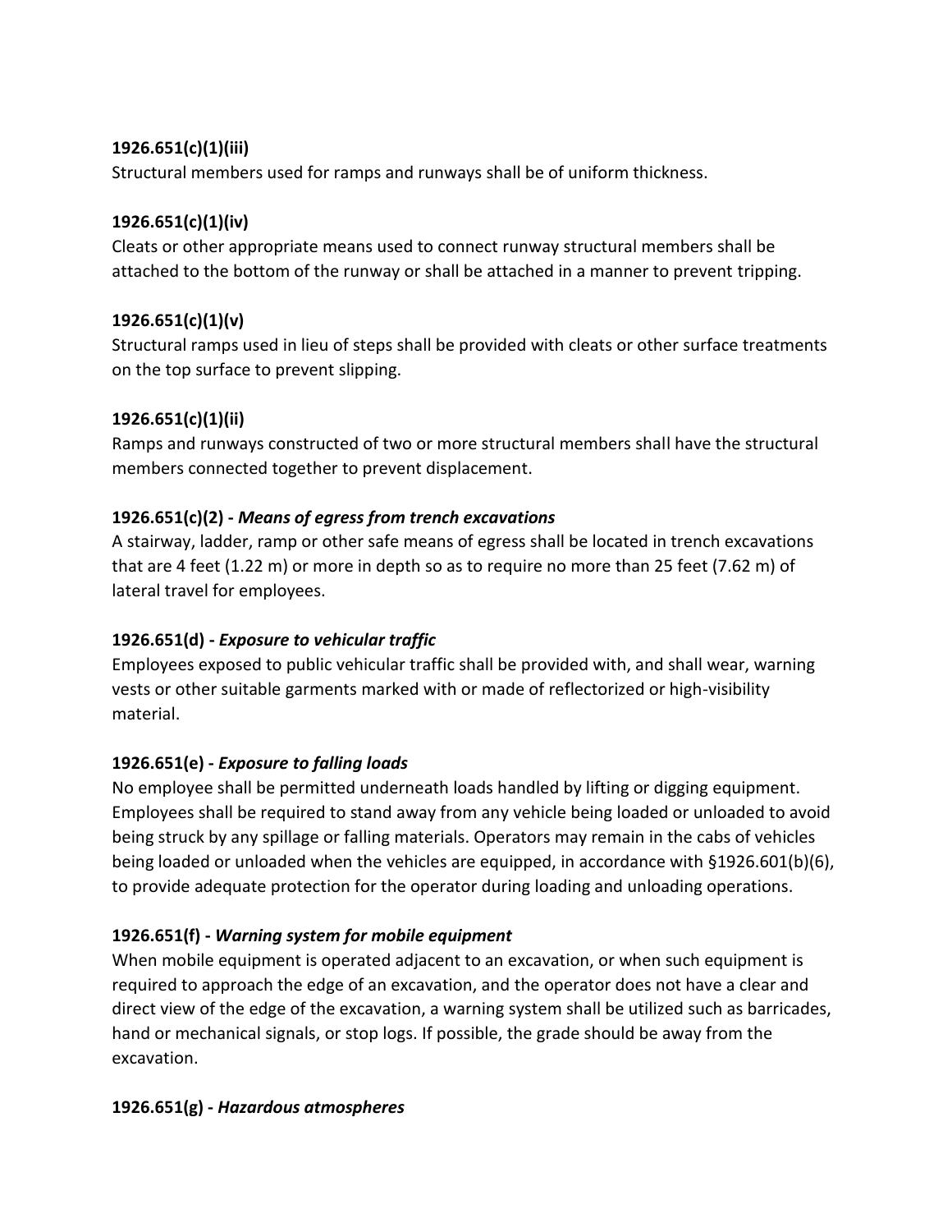**1926.651(c)(1)(iii)**
Structural members used for ramps and runways shall be of uniform thickness.

**1926.651(c)(1)(iv)**
Cleats or other appropriate means used to connect runway structural members shall be attached to the bottom of the runway or shall be attached in a manner to prevent tripping.

**1926.651(c)(1)(v)**
Structural ramps used in lieu of steps shall be provided with cleats or other surface treatments on the top surface to prevent slipping.

**1926.651(c)(1)(ii)**
Ramps and runways constructed of two or more structural members shall have the structural members connected together to prevent displacement.

**1926.651(c)(2) - *Means of egress from trench excavations***
A stairway, ladder, ramp or other safe means of egress shall be located in trench excavations that are 4 feet (1.22 m) or more in depth so as to require no more than 25 feet (7.62 m) of lateral travel for employees.

**1926.651(d) - *Exposure to vehicular traffic***
Employees exposed to public vehicular traffic shall be provided with, and shall wear, warning vests or other suitable garments marked with or made of reflectorized or high-visibility material.

**1926.651(e) - *Exposure to falling loads***
No employee shall be permitted underneath loads handled by lifting or digging equipment. Employees shall be required to stand away from any vehicle being loaded or unloaded to avoid being struck by any spillage or falling materials. Operators may remain in the cabs of vehicles being loaded or unloaded when the vehicles are equipped, in accordance with §1926.601(b)(6), to provide adequate protection for the operator during loading and unloading operations.

**1926.651(f) - *Warning system for mobile equipment***
When mobile equipment is operated adjacent to an excavation, or when such equipment is required to approach the edge of an excavation, and the operator does not have a clear and direct view of the edge of the excavation, a warning system shall be utilized such as barricades, hand or mechanical signals, or stop logs. If possible, the grade should be away from the excavation.

**1926.651(g) - *Hazardous atmospheres***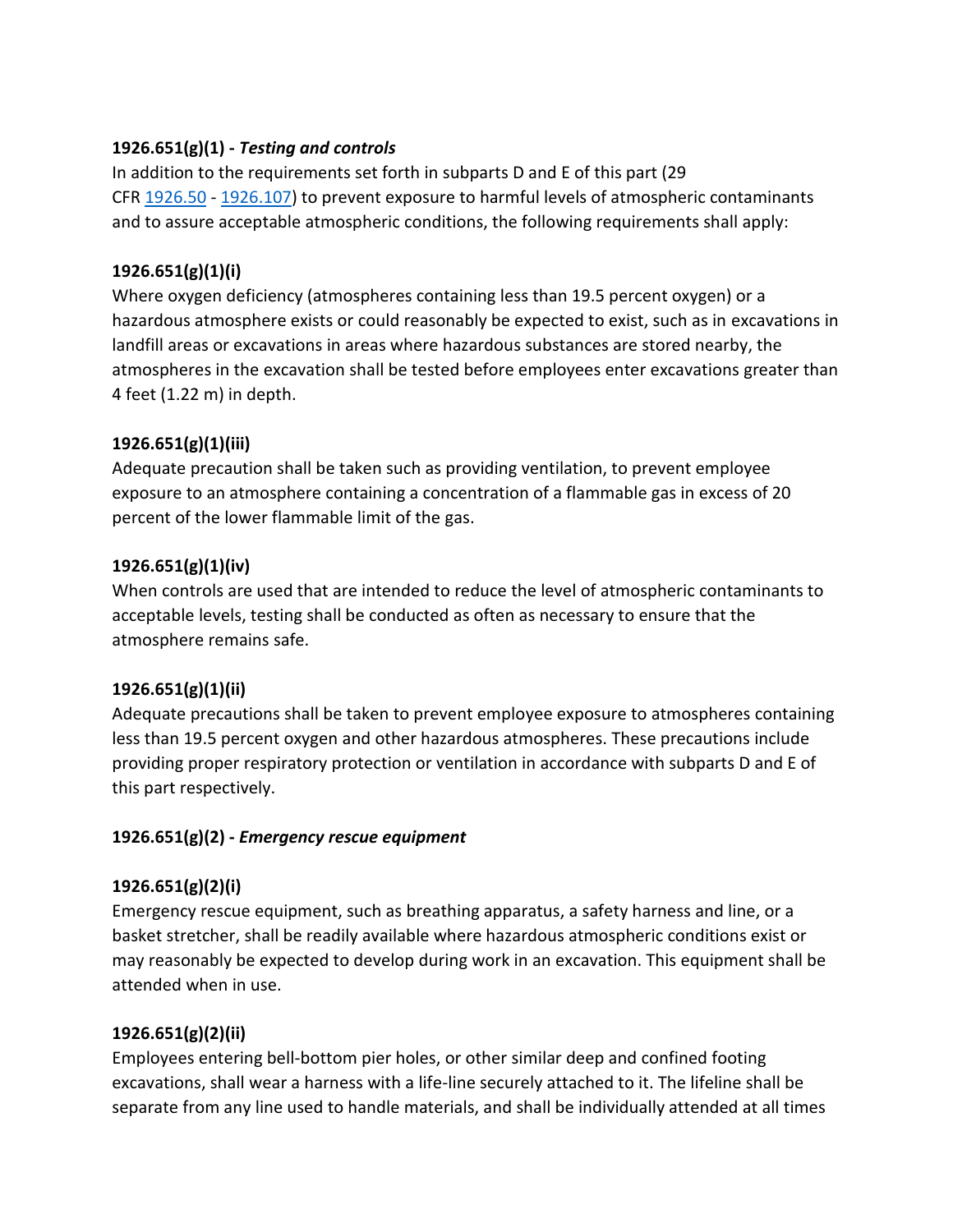**1926.651(g)(1) -** ***Testing and controls***

In addition to the requirements set forth in subparts D and E of this part (29 CFR 1926.50 - 1926.107) to prevent exposure to harmful levels of atmospheric contaminants and to assure acceptable atmospheric conditions, the following requirements shall apply:

**1926.651(g)(1)(i)**

Where oxygen deficiency (atmospheres containing less than 19.5 percent oxygen) or a hazardous atmosphere exists or could reasonably be expected to exist, such as in excavations in landfill areas or excavations in areas where hazardous substances are stored nearby, the atmospheres in the excavation shall be tested before employees enter excavations greater than 4 feet (1.22 m) in depth.

**1926.651(g)(1)(iii)**

Adequate precaution shall be taken such as providing ventilation, to prevent employee exposure to an atmosphere containing a concentration of a flammable gas in excess of 20 percent of the lower flammable limit of the gas.

**1926.651(g)(1)(iv)**

When controls are used that are intended to reduce the level of atmospheric contaminants to acceptable levels, testing shall be conducted as often as necessary to ensure that the atmosphere remains safe.

**1926.651(g)(1)(ii)**

Adequate precautions shall be taken to prevent employee exposure to atmospheres containing less than 19.5 percent oxygen and other hazardous atmospheres. These precautions include providing proper respiratory protection or ventilation in accordance with subparts D and E of this part respectively.

**1926.651(g)(2) -** ***Emergency rescue equipment***

**1926.651(g)(2)(i)**

Emergency rescue equipment, such as breathing apparatus, a safety harness and line, or a basket stretcher, shall be readily available where hazardous atmospheric conditions exist or may reasonably be expected to develop during work in an excavation. This equipment shall be attended when in use.

**1926.651(g)(2)(ii)**

Employees entering bell-bottom pier holes, or other similar deep and confined footing excavations, shall wear a harness with a life-line securely attached to it. The lifeline shall be separate from any line used to handle materials, and shall be individually attended at all times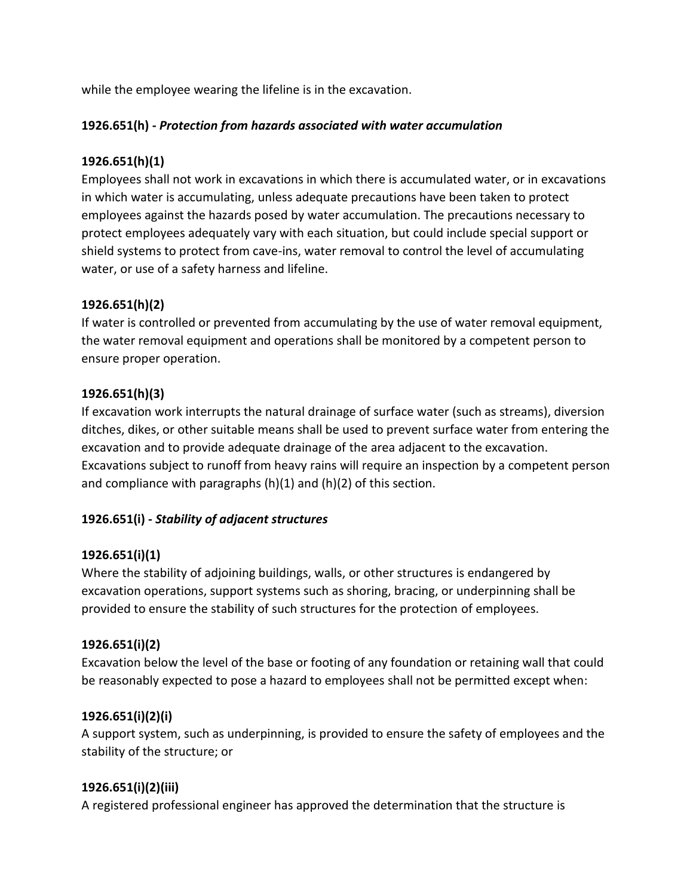while the employee wearing the lifeline is in the excavation.

**1926.651(h) -** ***Protection from hazards associated with water accumulation***

**1926.651(h)(1)**
Employees shall not work in excavations in which there is accumulated water, or in excavations in which water is accumulating, unless adequate precautions have been taken to protect employees against the hazards posed by water accumulation. The precautions necessary to protect employees adequately vary with each situation, but could include special support or shield systems to protect from cave-ins, water removal to control the level of accumulating water, or use of a safety harness and lifeline.

**1926.651(h)(2)**
If water is controlled or prevented from accumulating by the use of water removal equipment, the water removal equipment and operations shall be monitored by a competent person to ensure proper operation.

**1926.651(h)(3)**
If excavation work interrupts the natural drainage of surface water (such as streams), diversion ditches, dikes, or other suitable means shall be used to prevent surface water from entering the excavation and to provide adequate drainage of the area adjacent to the excavation. Excavations subject to runoff from heavy rains will require an inspection by a competent person and compliance with paragraphs (h)(1) and (h)(2) of this section.

**1926.651(i) -** ***Stability of adjacent structures***

**1926.651(i)(1)**
Where the stability of adjoining buildings, walls, or other structures is endangered by excavation operations, support systems such as shoring, bracing, or underpinning shall be provided to ensure the stability of such structures for the protection of employees.

**1926.651(i)(2)**
Excavation below the level of the base or footing of any foundation or retaining wall that could be reasonably expected to pose a hazard to employees shall not be permitted except when:

**1926.651(i)(2)(i)**
A support system, such as underpinning, is provided to ensure the safety of employees and the stability of the structure; or

**1926.651(i)(2)(iii)**
A registered professional engineer has approved the determination that the structure is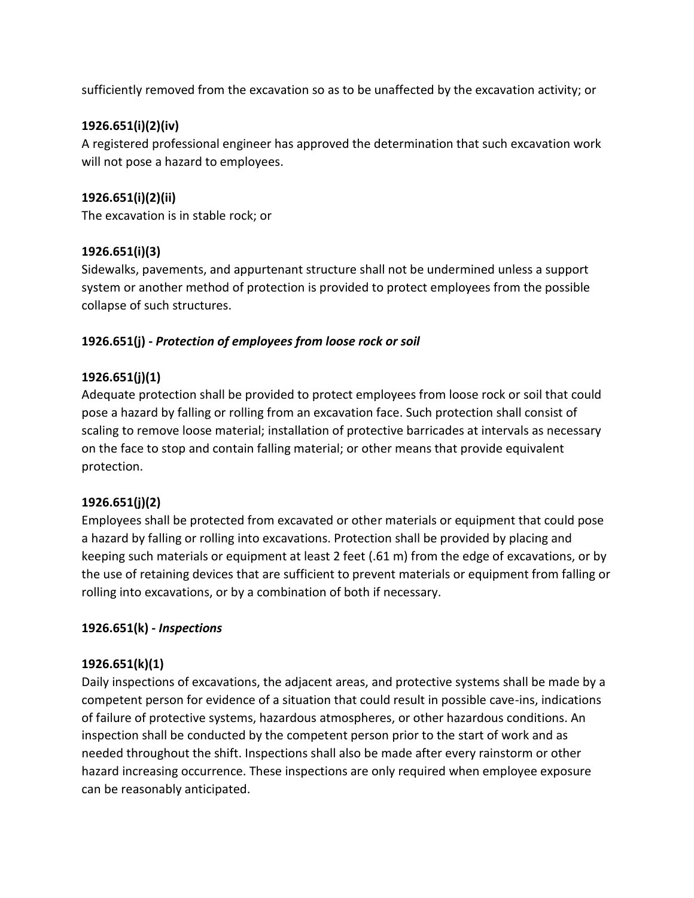sufficiently removed from the excavation so as to be unaffected by the excavation activity; or

**1926.651(i)(2)(iv)**
A registered professional engineer has approved the determination that such excavation work will not pose a hazard to employees.

**1926.651(i)(2)(ii)**
The excavation is in stable rock; or

**1926.651(i)(3)**
Sidewalks, pavements, and appurtenant structure shall not be undermined unless a support system or another method of protection is provided to protect employees from the possible collapse of such structures.

**1926.651(j) -** ***Protection of employees from loose rock or soil***

**1926.651(j)(1)**
Adequate protection shall be provided to protect employees from loose rock or soil that could pose a hazard by falling or rolling from an excavation face. Such protection shall consist of scaling to remove loose material; installation of protective barricades at intervals as necessary on the face to stop and contain falling material; or other means that provide equivalent protection.

**1926.651(j)(2)**
Employees shall be protected from excavated or other materials or equipment that could pose a hazard by falling or rolling into excavations. Protection shall be provided by placing and keeping such materials or equipment at least 2 feet (.61 m) from the edge of excavations, or by the use of retaining devices that are sufficient to prevent materials or equipment from falling or rolling into excavations, or by a combination of both if necessary.

**1926.651(k) -** ***Inspections***

**1926.651(k)(1)**
Daily inspections of excavations, the adjacent areas, and protective systems shall be made by a competent person for evidence of a situation that could result in possible cave-ins, indications of failure of protective systems, hazardous atmospheres, or other hazardous conditions. An inspection shall be conducted by the competent person prior to the start of work and as needed throughout the shift. Inspections shall also be made after every rainstorm or other hazard increasing occurrence. These inspections are only required when employee exposure can be reasonably anticipated.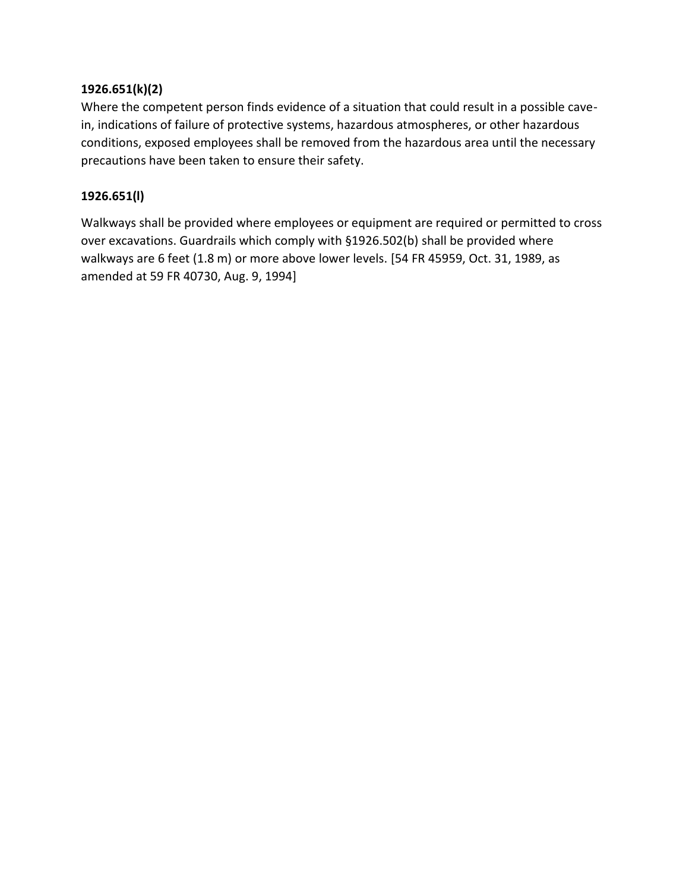**1926.651(k)(2)**

Where the competent person finds evidence of a situation that could result in a possible cave-in, indications of failure of protective systems, hazardous atmospheres, or other hazardous conditions, exposed employees shall be removed from the hazardous area until the necessary precautions have been taken to ensure their safety.

**1926.651(l)**

Walkways shall be provided where employees or equipment are required or permitted to cross over excavations. Guardrails which comply with §1926.502(b) shall be provided where walkways are 6 feet (1.8 m) or more above lower levels. [54 FR 45959, Oct. 31, 1989, as amended at 59 FR 40730, Aug. 9, 1994]